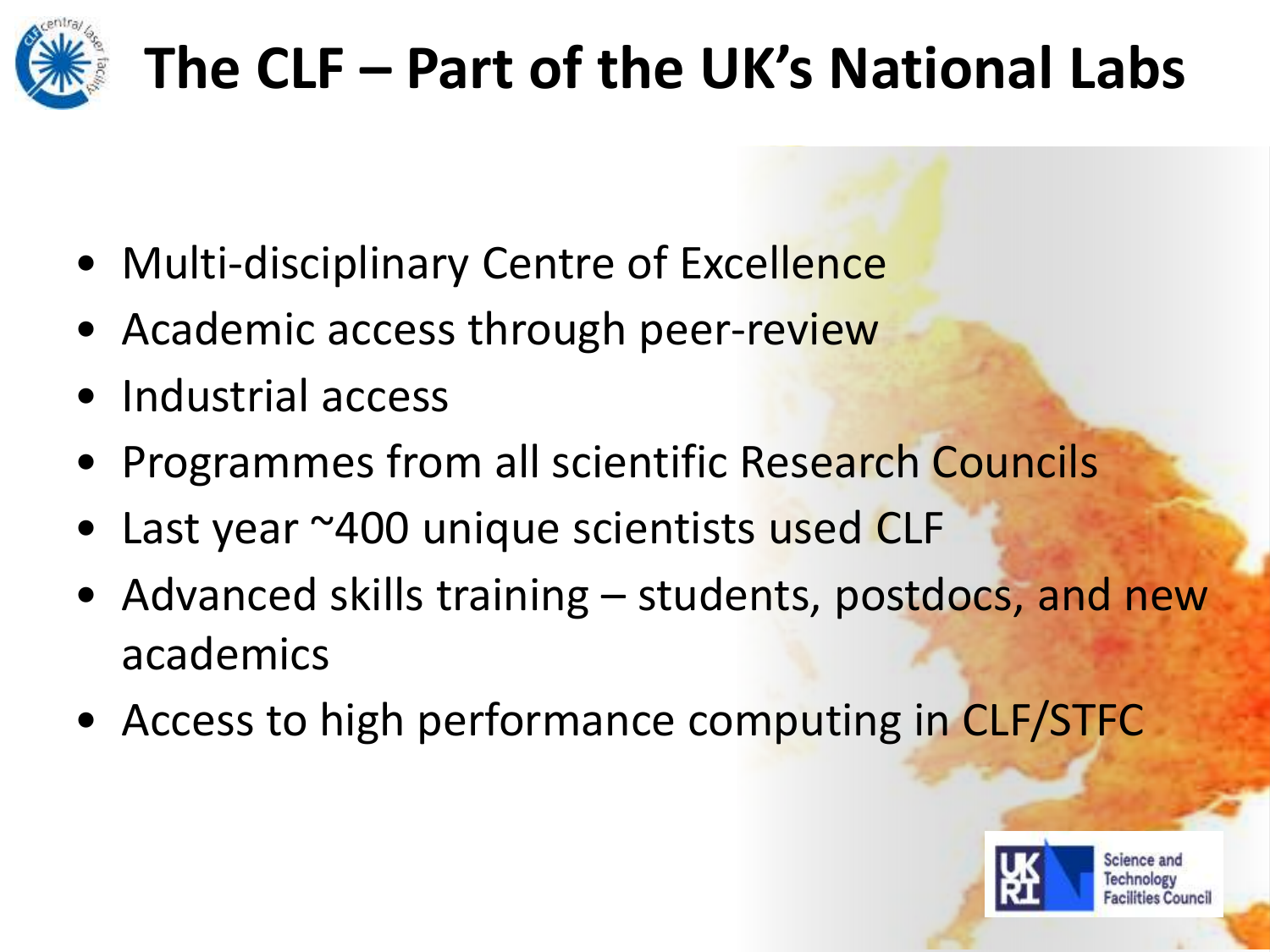# The CLF – Part of the UK's National Labs

- Multi-disciplinary Centre of Excellence
- Academic access through peer-review
- Industrial access
- Programmes from all scientific Research Councils
- Last year ~400 unique scientists used CLF
- Advanced skills training – students, postdocs, and new academics
- Access to high performance computing in CLF/STFC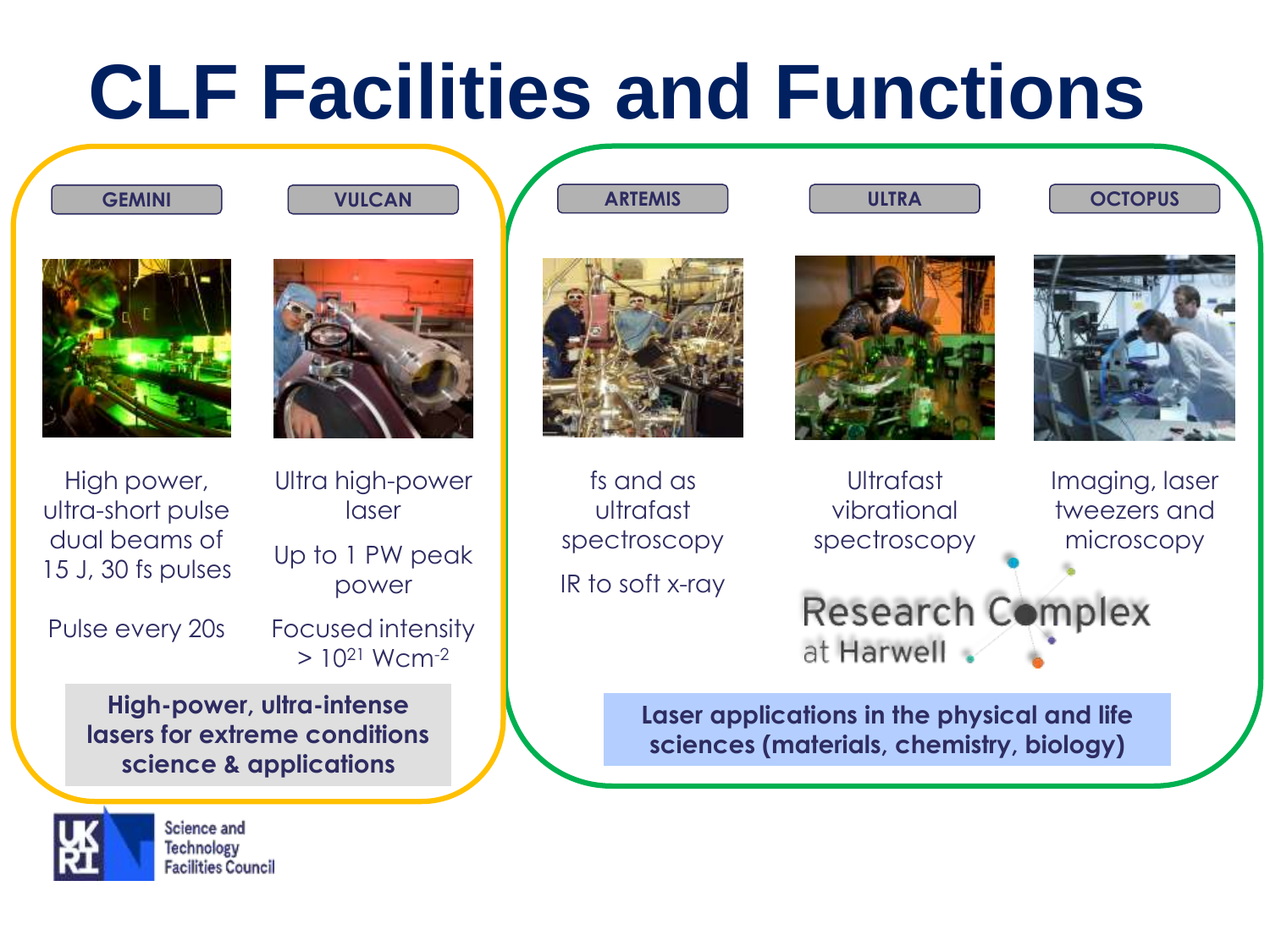# CLF Facilities and Functions

## GEMINI

High power, ultra-short pulse dual beams of 15 J, 30 fs pulses

Pulse every 20s

## VULCAN

Ultra high-power laser

Up to 1 PW peak power

Focused intensity > $10^{21}$ $Wcm^{-2}$

**High-power, ultra-intense lasers for extreme conditions science & applications**

## ARTEMIS

fs and as ultrafast spectroscopy

IR to soft x-ray

## ULTRA

Ultrafast vibrational spectroscopy

## OCTOPUS

Imaging, laser tweezers and microscopy

Research Complex at Harwell

**Laser applications in the physical and life sciences (materials, chemistry, biology)**

Science and Technology Facilities Council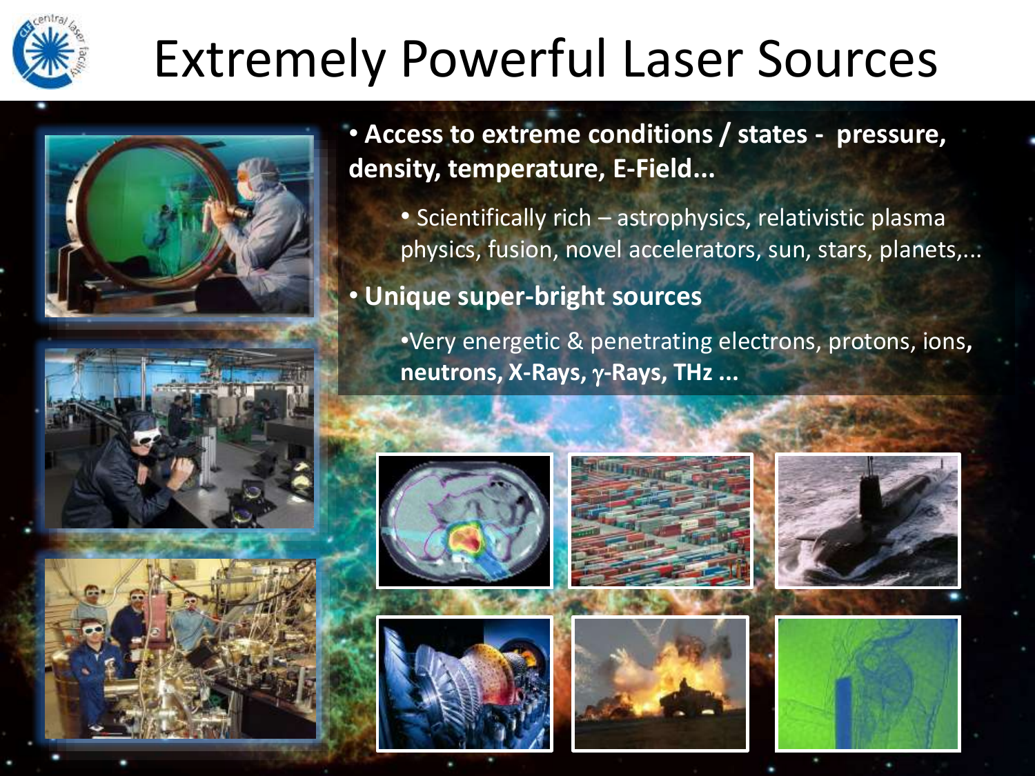# Extremely Powerful Laser Sources

- **Access to extreme conditions / states - pressure, density, temperature, E-Field...**
  - Scientifically rich – astrophysics, relativistic plasma physics, fusion, novel accelerators, sun, stars, planets,...
- **Unique super-bright sources**
  - Very energetic & penetrating electrons, protons, ions, **neutrons, X-Rays, $\gamma$-Rays, THz ...**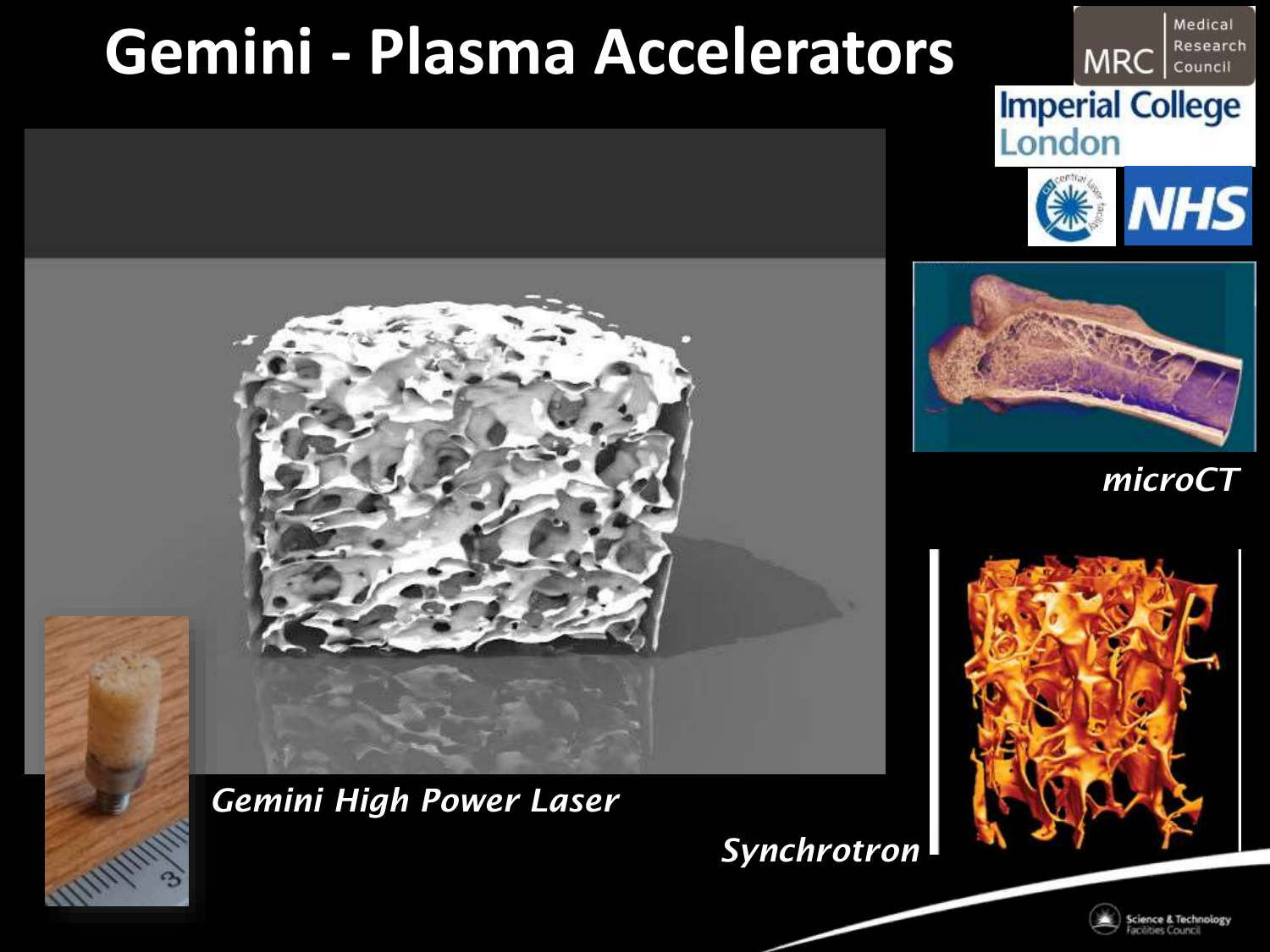# Gemini - Plasma Accelerators

*microCT*

*Gemini High Power Laser*

*Synchrotron*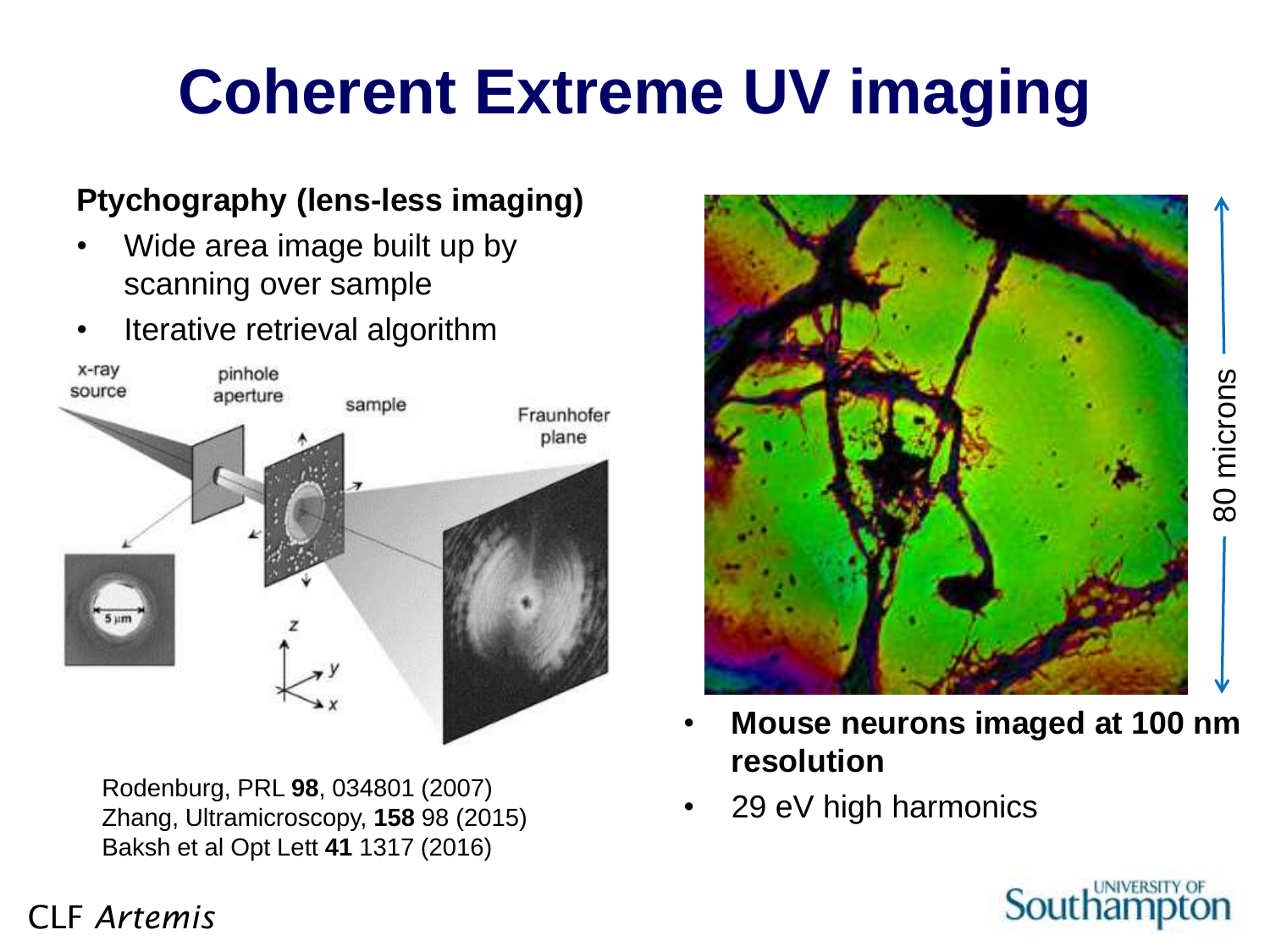# Coherent Extreme UV imaging

**Ptychography (lens-less imaging)**

- Wide area image built up by scanning over sample
- Iterative retrieval algorithm

Rodenburg, PRL **98**, 034801 (2007)
Zhang, Ultramicroscopy, **158** 98 (2015)
Baksh et al Opt Lett **41** 1317 (2016)

- **Mouse neurons imaged at 100 nm resolution**
- 29 eV high harmonics

CLF *Artemis*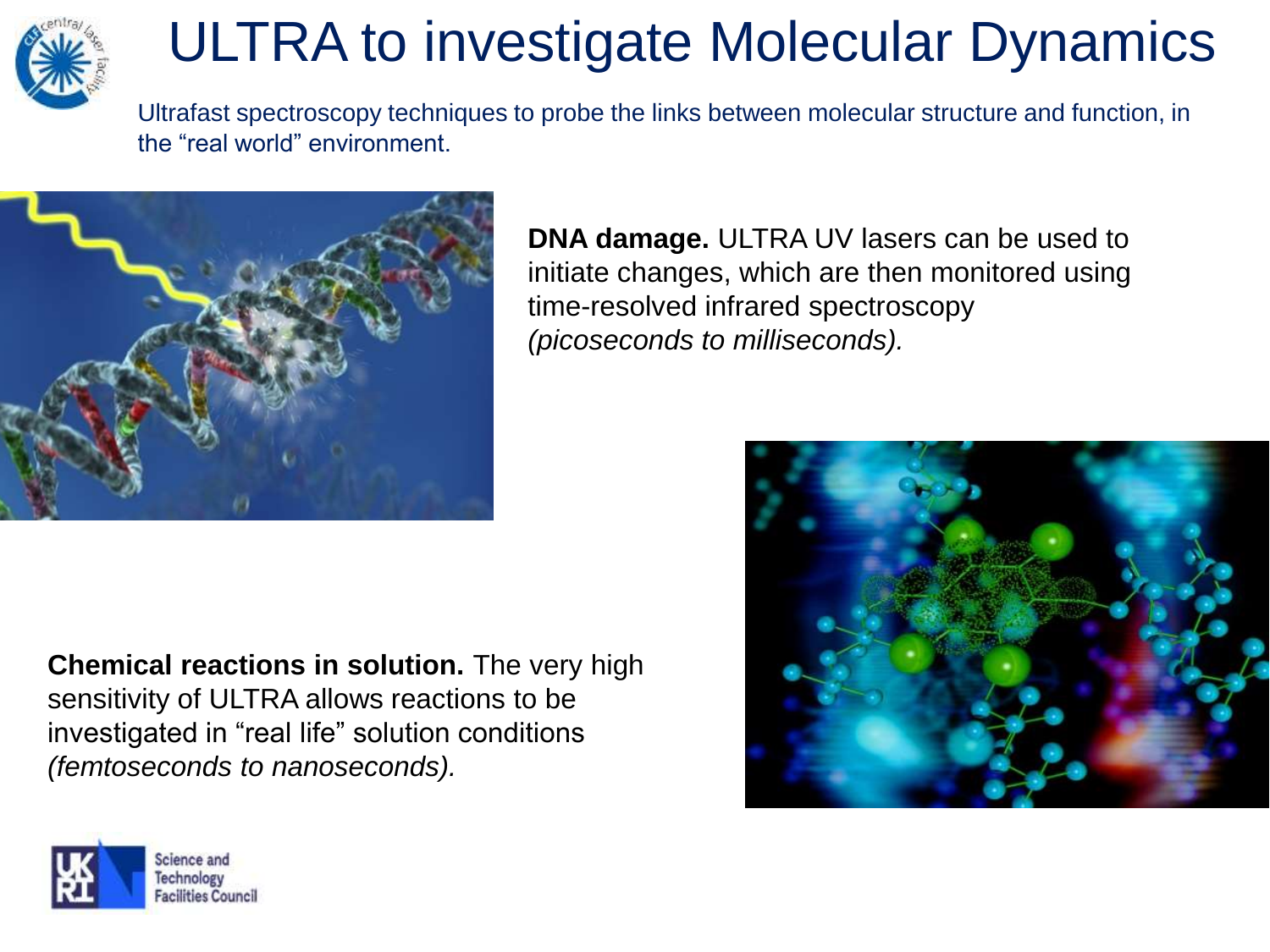# ULTRA to investigate Molecular Dynamics

Ultrafast spectroscopy techniques to probe the links between molecular structure and function, in the "real world" environment.

**DNA damage.** ULTRA UV lasers can be used to initiate changes, which are then monitored using time-resolved infrared spectroscopy *(picoseconds to milliseconds).*

**Chemical reactions in solution.** The very high sensitivity of ULTRA allows reactions to be investigated in "real life" solution conditions *(femtoseconds to nanoseconds).*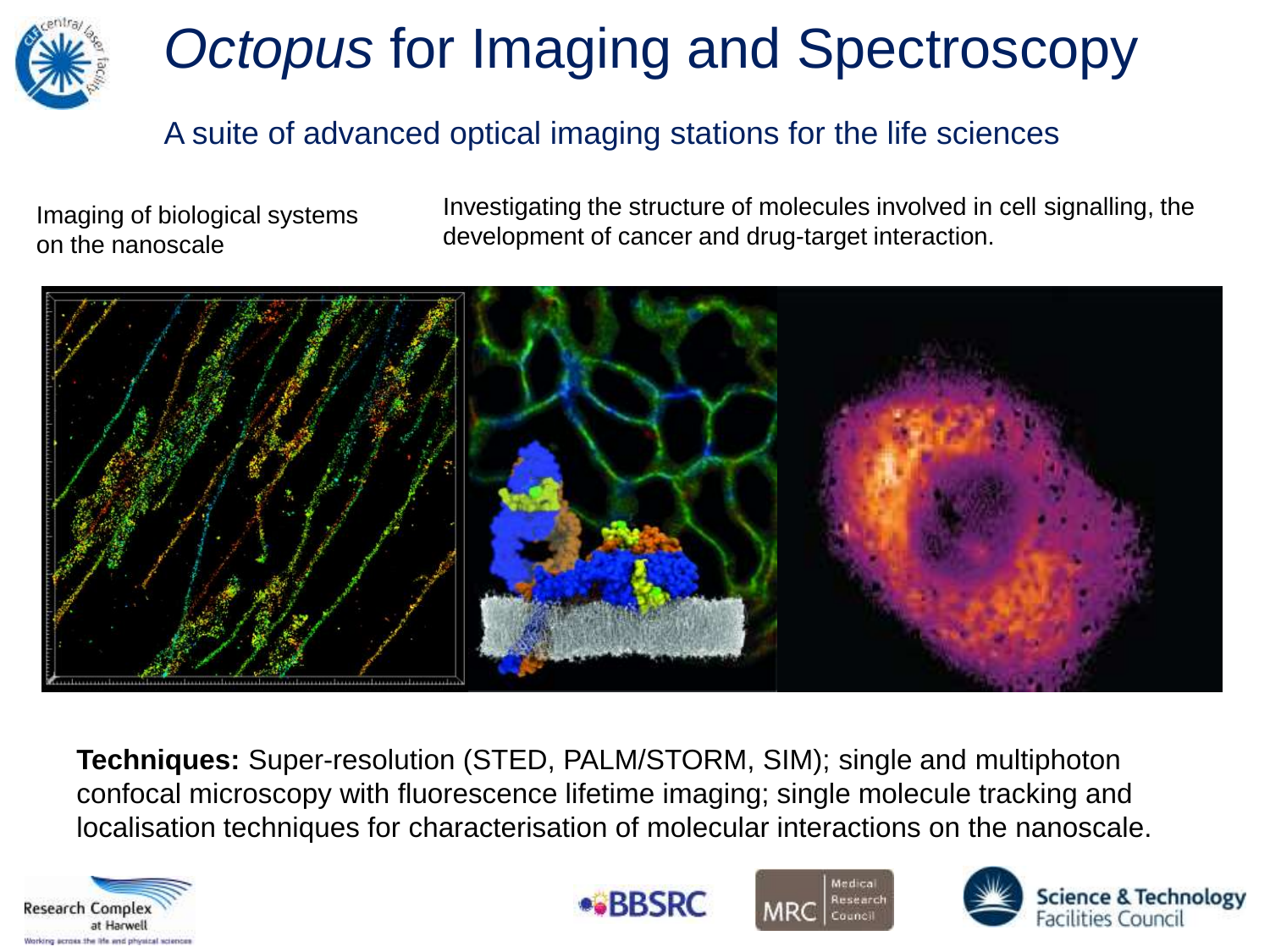# *Octopus* for Imaging and Spectroscopy

## A suite of advanced optical imaging stations for the life sciences

Imaging of biological systems on the nanoscale

Investigating the structure of molecules involved in cell signalling, the development of cancer and drug-target interaction.

**Techniques:** Super-resolution (STED, PALM/STORM, SIM); single and multiphoton confocal microscopy with fluorescence lifetime imaging; single molecule tracking and localisation techniques for characterisation of molecular interactions on the nanoscale.

Research Complex at Harwell — Working across the life and physical sciences

BBSRC

MRC Medical Research Council

Science & Technology Facilities Council